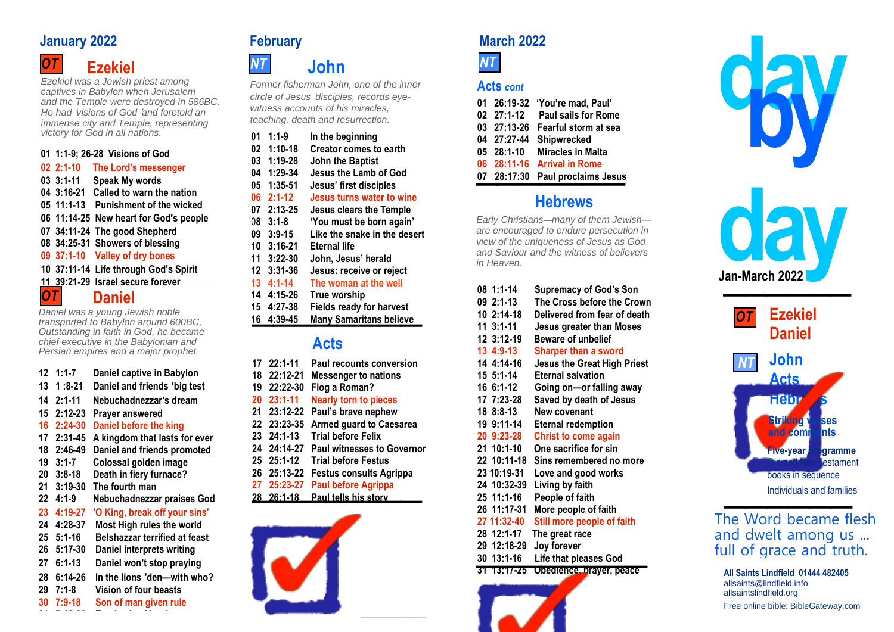## January 2022

**OT** **Ezekiel**

*Ezekiel was a Jewish priest among captives in Babylon when Jerusalem and the Temple were destroyed in 586BC. He had visions of God and foretold an immense city and Temple, representing victory for God in all nations.*

- 01 1:1-9; 26-28 Visions of God
- 02 2:1-10 The Lord's messenger
- 03 3:1-11 Speak My words
- 04 3:16-21 Called to warn the nation
- 05 11:1-13 Punishment of the wicked
- 06 11:14-25 New heart for God's people
- 07 34:11-24 The good Shepherd
- 08 34:25-31 Showers of blessing
- 09 37:1-10 Valley of dry bones
- 10 37:11-14 Life through God's Spirit
- 11 39:21-29 Israel secure forever

**OT** **Daniel**

*Daniel was a young Jewish noble transported to Babylon around 600BC, Outstanding in faith in God, he became chief executive in the Babylonian and Persian empires and a major prophet.*

- 12 1:1-7 Daniel captive in Babylon
- 13 1:8-21 Daniel and friends 'big test
- 14 2:1-11 Nebuchadnezzar's dream
- 15 2:12-23 Prayer answered
- 16 2:24-30 Daniel before the king
- 17 2:31-45 A kingdom that lasts for ever
- 18 2:46-49 Daniel and friends promoted
- 19 3:1-7 Colossal golden image
- 20 3:8-18 Death in fiery furnace?
- 21 3:19-30 The fourth man
- 22 4:1-9 Nebuchadnezzar praises God
- 23 4:19-27 'O King, break off your sins'
- 24 4:28-37 Most High rules the world
- 25 5:1-16 Belshazzar terrified at feast
- 26 5:17-30 Daniel interprets writing
- 27 6:1-13 Daniel won't stop praying
- 28 6:14-26 In the lions 'den—with who?
- 29 7:1-8 Vision of four beasts
- 30 7:9-18 Son of man given rule

## February

**NT** **John**

*Former fisherman John, one of the inner circle of Jesus 'disciples, records eye-witness accounts of his miracles, teaching, death and resurrection.*

- 01 1:1-9 In the beginning
- 02 1:10-18 Creator comes to earth
- 03 1:19-28 John the Baptist
- 04 1:29-34 Jesus the Lamb of God
- 05 1:35-51 Jesus' first disciples
- 06 2:1-12 Jesus turns water to wine
- 07 2:13-25 Jesus clears the Temple
- 08 3:1-8 'You must be born again'
- 09 3:9-15 Like the snake in the desert
- 10 3:16-21 Eternal life
- 11 3:22-30 John, Jesus' herald
- 12 3:31-36 Jesus: receive or reject
- 13 4:1-14 The woman at the well
- 14 4:15-26 True worship
- 15 4:27-38 Fields ready for harvest
- 16 4:39-45 Many Samaritans believe

**Acts**

- 17 22:1-11 Paul recounts conversion
- 18 22:12-21 Messenger to nations
- 19 22:22-30 Flog a Roman?
- 20 23:1-11 Nearly torn to pieces
- 21 23:12-22 Paul's brave nephew
- 22 23:23-35 Armed guard to Caesarea
- 23 24:1-13 Trial before Felix
- 24 24:14-27 Paul witnesses to Governor
- 25 25:1-12 Trial before Festus
- 26 25:13-22 Festus consults Agrippa
- 27 25:23-27 Paul before Agrippa
- 28 26:1-18 Paul tells his story

## March 2022

**NT**

**Acts** *cont*

- 01 26:19-32 'You're mad, Paul'
- 02 27:1-12 Paul sails for Rome
- 03 27:13-26 Fearful storm at sea
- 04 27:27-44 Shipwrecked
- 05 28:1-10 Miracles in Malta
- 06 28:11-16 Arrival in Rome
- 07 28:17:30 Paul proclaims Jesus

**Hebrews**

*Early Christians—many of them Jewish—are encouraged to endure persecution in view of the uniqueness of Jesus as God and Saviour and the witness of believers in Heaven.*

- 08 1:1-14 Supremacy of God's Son
- 09 2:1-13 The Cross before the Crown
- 10 2:14-18 Delivered from fear of death
- 11 3:1-11 Jesus greater than Moses
- 12 3:12-19 Beware of unbelief
- 13 4:9-13 Sharper than a sword
- 14 4:14-16 Jesus the Great High Priest
- 15 5:1-14 Eternal salvation
- 16 6:1-12 Going on—or falling away
- 17 7:23-28 Saved by death of Jesus
- 18 8:8-13 New covenant
- 19 9:11-14 Eternal redemption
- 20 9:23-28 Christ to come again
- 21 10:1-10 One sacrifice for sin
- 22 10:11-18 Sins remembered no more
- 23 10:19-31 Love and good works
- 24 10:32-39 Living by faith
- 25 11:1-16 People of faith
- 26 11:17-31 More people of faith
- 27 11:32-40 Still more people of faith
- 28 12:1-17 The great race
- 29 12:18-29 Joy forever
- 30 13:1-16 Life that pleases God
- 31 13:17-25 Obedience, prayer, peace

# day by day

**Jan-March 2022**

**OT** Ezekiel, Daniel

**NT** John, Acts, Hebrews

Striking verses and comments

Five-year programme

Old and New Testament books in sequence

Individuals and families

The Word became flesh and dwelt among us … full of grace and truth.

**All Saints Lindfield 01444 482405**
allsaints@lindfield.info
allsaintslindfield.org

Free online bible: BibleGateway.com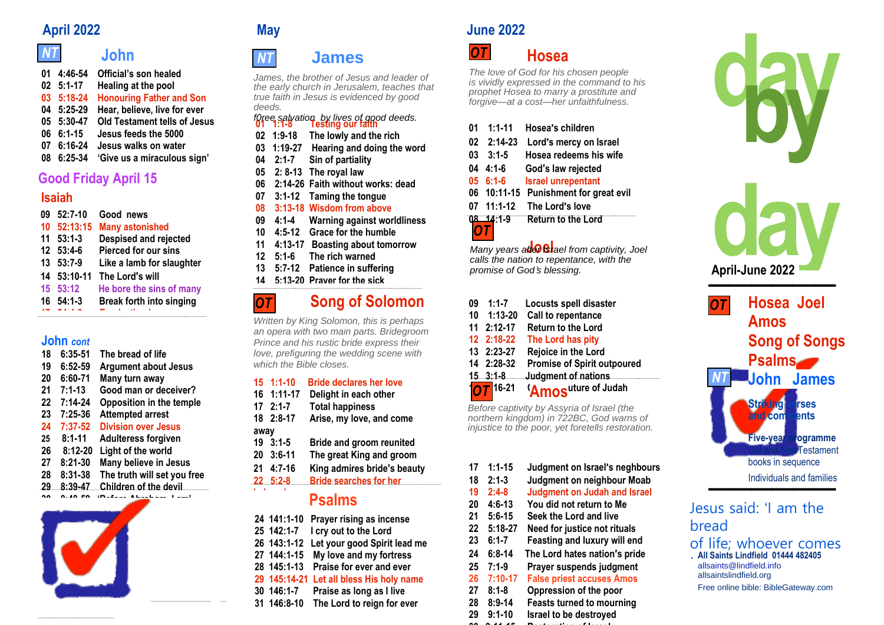## April 2022

### NT John

01 4:46-54 Official's son healed
02 5:1-17 Healing at the pool
03 5:18-24 Honouring Father and Son
04 5:25-29 Hear, believe, live for ever
05 5:30-47 Old Testament tells of Jesus
06 6:1-15 Jesus feeds the 5000
07 6:16-24 Jesus walks on water
08 6:25-34 'Give us a miraculous sign'

### Good Friday April 15

### Isaiah

09 52:7-10 Good news
10 52:13:15 Many astonished
11 53:1-3 Despised and rejected
12 53:4-6 Pierced for our sins
13 53:7-9 Like a lamb for slaughter
14 53:10-11 The Lord's will
15 53:12 He bore the sins of many
16 54:1-3 Break forth into singing

### John *cont*

18 6:35-51 The bread of life
19 6:52-59 Argument about Jesus
20 6:60-71 Many turn away
21 7:1-13 Good man or deceiver?
22 7:14-24 Opposition in the temple
23 7:25-36 Attempted arrest
24 7:37-52 Division over Jesus
25 8:1-11 Adulteress forgiven
26 8:12-20 Light of the world
27 8:21-30 Many believe in Jesus
28 8:31-38 The truth will set you free
29 8:39-47 Children of the devil

## May

### NT James

*James, the brother of Jesus and leader of the early church in Jerusalem, teaches that true faith in Jesus is evidenced by good deeds.*
*f0ree salvation by lives of good deeds.*

01 1:1-8 Testing our faith
02 1:9-18 The lowly and the rich
03 1:19-27 Hearing and doing the word
04 2:1-7 Sin of partiality
05 2: 8-13 The royal law
06 2:14-26 Faith without works: dead
07 3:1-12 Taming the tongue
08 3:13-18 Wisdom from above
09 4:1-4 Warning against worldliness
10 4:5-12 Grace for the humble
11 4:13-17 Boasting about tomorrow
12 5:1-6 The rich warned
13 5:7-12 Patience in suffering
14 5:13-20 Prayer for the sick

### OT Song of Solomon

*Written by King Solomon, this is perhaps an opera with two main parts. Bridegroom Prince and his rustic bride express their love, prefiguring the wedding scene with which the Bible closes.*

15 1:1-10 Bride declares her love
16 1:11-17 Delight in each other
17 2:1-7 Total happiness
18 2:8-17 Arise, my love, and come away
19 3:1-5 Bride and groom reunited
20 3:6-11 The great King and groom
21 4:7-16 King admires bride's beauty
22 5:2-8 Bride searches for her

### Psalms

24 141:1-10 Prayer rising as incense
25 142:1-7 I cry out to the Lord
26 143:1-12 Let your good Spirit lead me
27 144:1-15 My love and my fortress
28 145:1-13 Praise for ever and ever
29 145:14-21 Let all bless His holy name
30 146:1-7 Praise as long as I live
31 146:8-10 The Lord to reign for ever

## June 2022

### OT Hosea

*The love of God for his chosen people is vividly expressed in the command to his prophet Hosea to marry a prostitute and forgive—at a cost—her unfaithfulness.*

01 1:1-11 Hosea's children
02 2:14-23 Lord's mercy on Israel
03 3:1-5 Hosea redeems his wife
04 4:1-6 God's law rejected
05 6:1-6 Israel unrepentant
06 10:11-15 Punishment for great evil
07 11:1-12 The Lord's love
08 14:1-9 Return to the Lord

### OT Joel

*Many years after Israel from captivity, Joel calls the nation to repentance, with the promise of God's blessing.*

09 1:1-7 Locusts spell disaster
10 1:13-20 Call to repentance
11 2:12-17 Return to the Lord
12 2:18-22 The Lord has pity
13 2:23-27 Rejoice in the Lord
14 2:28-32 Promise of Spirit outpoured
15 3:1-8 Judgment of nations
16-21 (future of Judah

### OT Amos

*Before captivity by Assyria of Israel (the northern kingdom) in 722BC, God warns of injustice to the poor, yet foretells restoration.*

17 1:1-15 Judgment on Israel's neghbours
18 2:1-3 Judgment on neighbour Moab
19 2:4-8 Judgment on Judah and Israel
20 4:6-13 You did not return to Me
21 5:6-15 Seek the Lord and live
22 5:18-27 Need for justice not rituals
23 6:1-7 Feasting and luxury will end
24 6:8-14 The Lord hates nation's pride
25 7:1-9 Prayer suspends judgment
26 7:10-17 False priest accuses Amos
27 8:1-8 Oppression of the poor
28 8:9-14 Feasts turned to mourning
29 9:1-10 Israel to be destroyed

# day by day

**April-June 2022**

OT Hosea Joel Amos Song of Songs Psalms

NT John James

Striking verses and comments

Five-year programme
Old and New Testament books in sequence
Individuals and families

Jesus said: 'I am the bread of life; whoever comes

**All Saints Lindfield 01444 482405**
allsaints@lindfield.info
allsaintslindfield.org
Free online bible: BibleGateway.com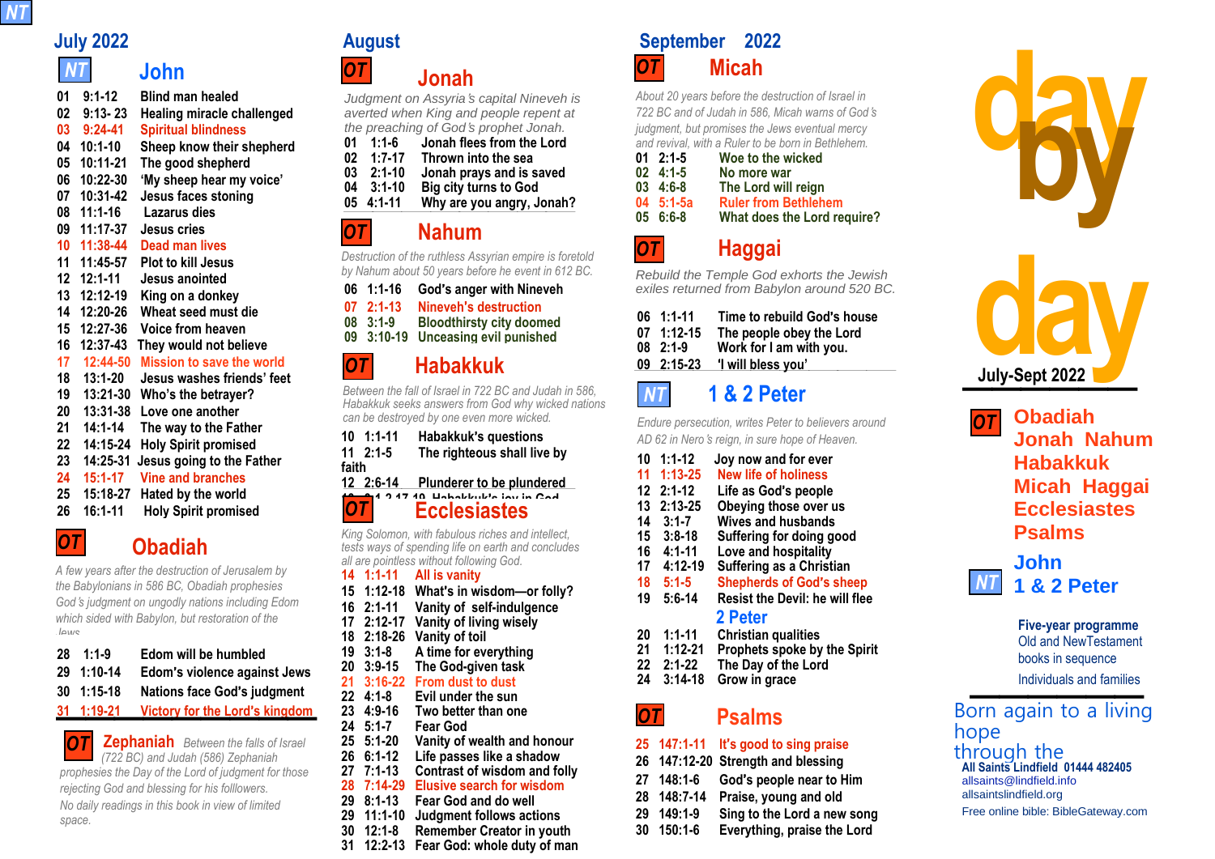NT

## July 2022

### NT John

| | | |
|---|---|---|
| 01 | 9:1-12 | Blind man healed |
| 02 | 9:13- 23 | Healing miracle challenged |
| 03 | 9:24-41 | Spiritual blindness |
| 04 | 10:1-10 | Sheep know their shepherd |
| 05 | 10:11-21 | The good shepherd |
| 06 | 10:22-30 | 'My sheep hear my voice' |
| 07 | 10:31-42 | Jesus faces stoning |
| 08 | 11:1-16 | Lazarus dies |
| 09 | 11:17-37 | Jesus cries |
| 10 | 11:38-44 | Dead man lives |
| 11 | 11:45-57 | Plot to kill Jesus |
| 12 | 12:1-11 | Jesus anointed |
| 13 | 12:12-19 | King on a donkey |
| 14 | 12:20-26 | Wheat seed must die |
| 15 | 12:27-36 | Voice from heaven |
| 16 | 12:37-43 | They would not believe |
| 17 | 12:44-50 | Mission to save the world |
| 18 | 13:1-20 | Jesus washes friends' feet |
| 19 | 13:21-30 | Who's the betrayer? |
| 20 | 13:31-38 | Love one another |
| 21 | 14:1-14 | The way to the Father |
| 22 | 14:15-24 | Holy Spirit promised |
| 23 | 14:25-31 | Jesus going to the Father |
| 24 | 15:1-17 | Vine and branches |
| 25 | 15:18-27 | Hated by the world |
| 26 | 16:1-11 | Holy Spirit promised |

### OT Obadiah

*A few years after the destruction of Jerusalem by the Babylonians in 586 BC, Obadiah prophesies God's judgment on ungodly nations including Edom which sided with Babylon, but restoration of the Jews*

| | | |
|---|---|---|
| 28 | 1:1-9 | Edom will be humbled |
| 29 | 1:10-14 | Edom's violence against Jews |
| 30 | 1:15-18 | Nations face God's judgment |
| 31 | 1:19-21 | Victory for the Lord's kingdom |

### OT Zephaniah

*Between the falls of Israel (722 BC) and Judah (586) Zephaniah prophesies the Day of the Lord of judgment for those rejecting God and blessing for his folllowers.*

*No daily readings in this book in view of limited space.*

## August

### OT Jonah

*Judgment on Assyria's capital Nineveh is averted when King and people repent at the preaching of God's prophet Jonah.*

| | | |
|---|---|---|
| 01 | 1:1-6 | Jonah flees from the Lord |
| 02 | 1:7-17 | Thrown into the sea |
| 03 | 2:1-10 | Jonah prays and is saved |
| 04 | 3:1-10 | Big city turns to God |
| 05 | 4:1-11 | Why are you angry, Jonah? |

### OT Nahum

*Destruction of the ruthless Assyrian empire is foretold by Nahum about 50 years before he event in 612 BC.*

| | | |
|---|---|---|
| 06 | 1:1-16 | God's anger with Nineveh |
| 07 | 2:1-13 | Nineveh's destruction |
| 08 | 3:1-9 | Bloodthirsty city doomed |
| 09 | 3:10-19 | Unceasing evil punished |

### OT Habakkuk

*Between the fall of Israel in 722 BC and Judah in 586, Habakkuk seeks answers from God why wicked nations can be destroyed by one even more wicked.*

| | | |
|---|---|---|
| 10 | 1:1-11 | Habakkuk's questions |
| 11 | 2:1-5 | The righteous shall live by faith |
| 12 | 2:6-14 | Plunderer to be plundered |
| 13 | 2:1-3:17-19 | Habakkuk's joy in God |

### OT Ecclesiastes

*King Solomon, with fabulous riches and intellect, tests ways of spending life on earth and concludes all are pointless without following God.*

| | | |
|---|---|---|
| 14 | 1:1-11 | All is vanity |
| 15 | 1:12-18 | What's in wisdom—or folly? |
| 16 | 2:1-11 | Vanity of self-indulgence |
| 17 | 2:12-17 | Vanity of living wisely |
| 18 | 2:18-26 | Vanity of toil |
| 19 | 3:1-8 | A time for everything |
| 20 | 3:9-15 | The God-given task |
| 21 | 3:16-22 | From dust to dust |
| 22 | 4:1-8 | Evil under the sun |
| 23 | 4:9-16 | Two better than one |
| 24 | 5:1-7 | Fear God |
| 25 | 5:1-20 | Vanity of wealth and honour |
| 26 | 6:1-12 | Life passes like a shadow |
| 27 | 7:1-13 | Contrast of wisdom and folly |
| 28 | 7:14-29 | Elusive search for wisdom |
| 29 | 8:1-13 | Fear God and do well |
| 29 | 11:1-10 | Judgment follows actions |
| 30 | 12:1-8 | Remember Creator in youth |
| 31 | 12:2-13 | Fear God: whole duty of man |

## September 2022

### OT Micah

*About 20 years before the destruction of Israel in 722 BC and of Judah in 586, Micah warns of God's judgment, but promises the Jews eventual mercy and revival, with a Ruler to be born in Bethlehem.*

| | | |
|---|---|---|
| 01 | 2:1-5 | Woe to the wicked |
| 02 | 4:1-5 | No more war |
| 03 | 4:6-8 | The Lord will reign |
| 04 | 5:1-5a | Ruler from Bethlehem |
| 05 | 6:6-8 | What does the Lord require? |

### OT Haggai

*Rebuild the Temple God exhorts the Jewish exiles returned from Babylon around 520 BC.*

| | | |
|---|---|---|
| 06 | 1:1-11 | Time to rebuild God's house |
| 07 | 1:12-15 | The people obey the Lord |
| 08 | 2:1-9 | Work for I am with you. |
| 09 | 2:15-23 | 'I will bless you' |

### NT 1 & 2 Peter

*Endure persecution, writes Peter to believers around AD 62 in Nero's reign, in sure hope of Heaven.*

| | | |
|---|---|---|
| 10 | 1:1-12 | Joy now and for ever |
| 11 | 1:13-25 | New life of holiness |
| 12 | 2:1-12 | Life as God's people |
| 13 | 2:13-25 | Obeying those over us |
| 14 | 3:1-7 | Wives and husbands |
| 15 | 3:8-18 | Suffering for doing good |
| 16 | 4:1-11 | Love and hospitality |
| 17 | 4:12-19 | Suffering as a Christian |
| 18 | 5:1-5 | Shepherds of God's sheep |
| 19 | 5:6-14 | Resist the Devil: he will flee |

#### 2 Peter

| | | |
|---|---|---|
| 20 | 1:1-11 | Christian qualities |
| 21 | 1:12-21 | Prophets spoke by the Spirit |
| 22 | 2:1-22 | The Day of the Lord |
| 24 | 3:14-18 | Grow in grace |

### OT Psalms

| | | |
|---|---|---|
| 25 | 147:1-11 | It's good to sing praise |
| 26 | 147:12-20 | Strength and blessing |
| 27 | 148:1-6 | God's people near to Him |
| 28 | 148:7-14 | Praise, young and old |
| 29 | 149:1-9 | Sing to the Lord a new song |
| 30 | 150:1-6 | Everything, praise the Lord |

# day by day

**July-Sept 2022**

**OT** Obadiah, Jonah, Nahum, Habakkuk, Micah, Haggai, Ecclesiastes, Psalms

**NT** John, 1 & 2 Peter

**Five-year programme**
Old and NewTestament books in sequence
Individuals and families

Born again to a living hope through the

**All Saints Lindfield 01444 482405**
allsaints@lindfield.info
allsaintslindfield.org

Free online bible: BibleGateway.com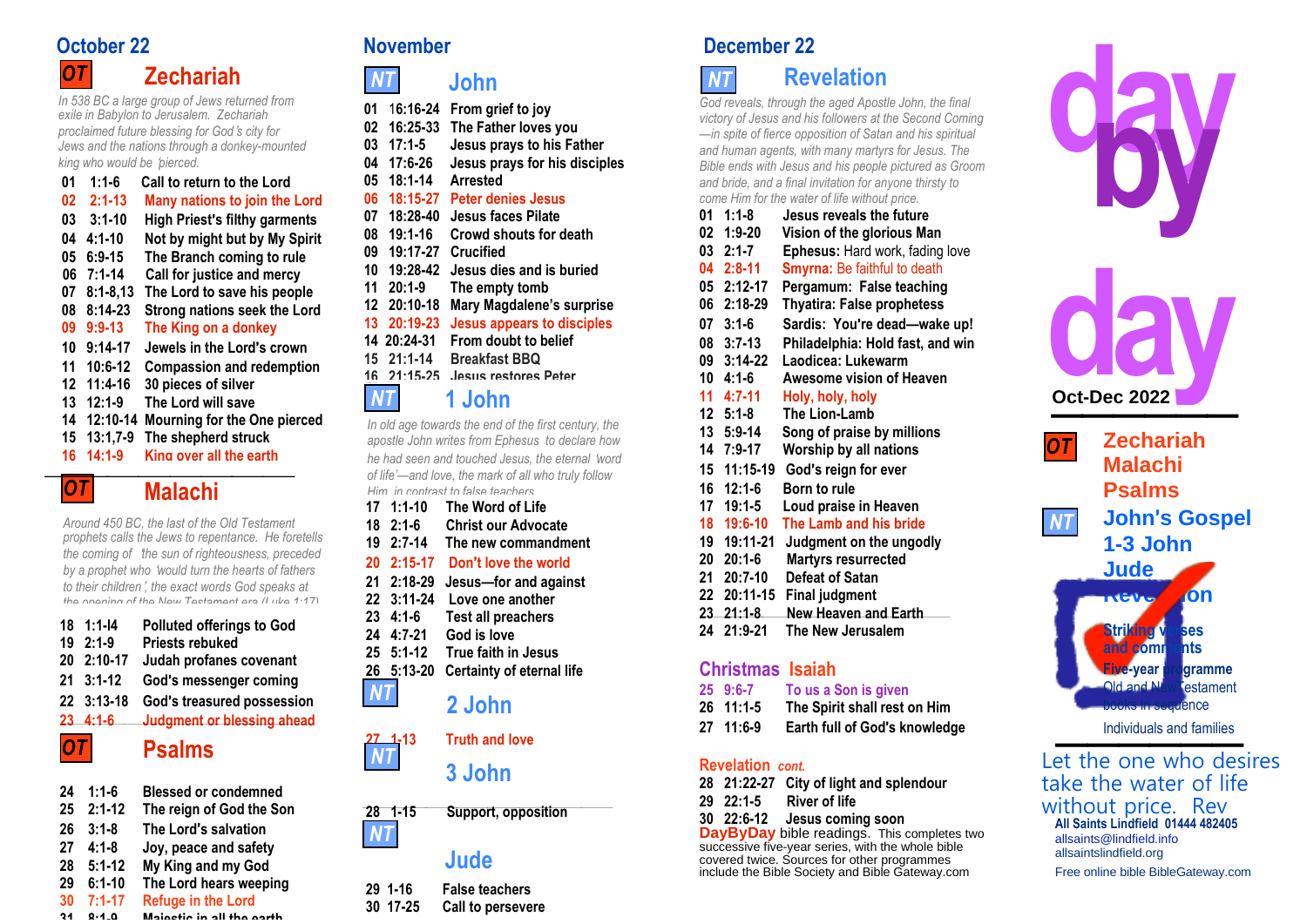# October 22

## OT Zechariah

*In 538 BC a large group of Jews returned from exile in Babylon to Jerusalem. Zechariah proclaimed future blessing for God's city for Jews and the nations through a donkey-mounted king who would be 'pierced.*

01 1:1-6 Call to return to the Lord
02 2:1-13 Many nations to join the Lord
03 3:1-10 High Priest's filthy garments
04 4:1-10 Not by might but by My Spirit
05 6:9-15 The Branch coming to rule
06 7:1-14 Call for justice and mercy
07 8:1-8,13 The Lord to save his people
08 8:14-23 Strong nations seek the Lord
09 9:9-13 The King on a donkey
10 9:14-17 Jewels in the Lord's crown
11 10:6-12 Compassion and redemption
12 11:4-16 30 pieces of silver
13 12:1-9 The Lord will save
14 12:10-14 Mourning for the One pierced
15 13:1,7-9 The shepherd struck
16 14:1-9 King over all the earth

## OT Malachi

*Around 450 BC, the last of the Old Testament prophets calls the Jews to repentance. He foretells the coming of 'the sun of righteousness, preceded by a prophet who 'would turn the hearts of fathers to their children', the exact words God speaks at the opening of the New Testament era (Luke 1:17)*

18 1:1-14 Polluted offerings to God
19 2:1-9 Priests rebuked
20 2:10-17 Judah profanes covenant
21 3:1-12 God's messenger coming
22 3:13-18 God's treasured possession
23 4:1-6 Judgment or blessing ahead

## OT Psalms

24 1:1-6 Blessed or condemned
25 2:1-12 The reign of God the Son
26 3:1-8 The Lord's salvation
27 4:1-8 Joy, peace and safety
28 5:1-12 My King and my God
29 6:1-10 The Lord hears weeping
30 7:1-17 Refuge in the Lord
31 8:1-9 Majestic in all the earth

# November

## NT John

01 16:16-24 From grief to joy
02 16:25-33 The Father loves you
03 17:1-5 Jesus prays to his Father
04 17:6-26 Jesus prays for his disciples
05 18:1-14 Arrested
06 18:15-27 Peter denies Jesus
07 18:28-40 Jesus faces Pilate
08 19:1-16 Crowd shouts for death
09 19:17-27 Crucified
10 19:28-42 Jesus dies and is buried
11 20:1-9 The empty tomb
12 20:10-18 Mary Magdalene's surprise
13 20:19-23 Jesus appears to disciples
14 20:24-31 From doubt to belief
15 21:1-14 Breakfast BBQ
16 21:15-25 Jesus restores Peter

## NT 1 John

*In old age towards the end of the first century, the apostle John writes from Ephesus to declare how he had seen and touched Jesus, the eternal 'word of life'—and love, the mark of all who truly follow Him, in contrast to false teachers.*

17 1:1-10 The Word of Life
18 2:1-6 Christ our Advocate
19 2:7-14 The new commandment
20 2:15-17 Don't love the world
21 2:18-29 Jesus—for and against
22 3:11-24 Love one another
23 4:1-6 Test all preachers
24 4:7-21 God is love
25 5:1-12 True faith in Jesus
26 5:13-20 Certainty of eternal life

## NT 2 John

27 1-13 Truth and love

## NT 3 John

28 1-15 Support, opposition

## NT Jude

29 1-16 False teachers
30 17-25 Call to persevere

# December 22

## NT Revelation

*God reveals, through the aged Apostle John, the final victory of Jesus and his followers at the Second Coming—in spite of fierce opposition of Satan and his spiritual and human agents, with many martyrs for Jesus. The Bible ends with Jesus and his people pictured as Groom and bride, and a final invitation for anyone thirsty to come Him for the water of life without price.*

01 1:1-8 Jesus reveals the future
02 1:9-20 Vision of the glorious Man
03 2:1-7 **Ephesus:** Hard work, fading love
04 2:8-11 **Smyrna:** Be faithful to death
05 2:12-17 Pergamum: False teaching
06 2:18-29 Thyatira: False prophetess
07 3:1-6 Sardis: You're dead—wake up!
08 3:7-13 Philadelphia: Hold fast, and win
09 3:14-22 Laodicea: Lukewarm
10 4:1-6 Awesome vision of Heaven
11 4:7-11 Holy, holy, holy
12 5:1-8 The Lion-Lamb
13 5:9-14 Song of praise by millions
14 7:9-17 Worship by all nations
15 11:15-19 God's reign for ever
16 12:1-6 Born to rule
17 19:1-5 Loud praise in Heaven
18 19:6-10 The Lamb and his bride
19 19:11-21 Judgment on the ungodly
20 20:1-6 Martyrs resurrected
21 20:7-10 Defeat of Satan
22 20:11-15 Final judgment
23 21:1-8 New Heaven and Earth
24 21:9-21 The New Jerusalem

## Christmas Isaiah

25 9:6-7 To us a Son is given
26 11:1-5 The Spirit shall rest on Him
27 11:6-9 Earth full of God's knowledge

## Revelation *cont.*

28 21:22-27 City of light and splendour
29 22:1-5 River of life
30 22:6-12 Jesus coming soon

**DayByDay** bible readings. This completes two successive five-year series, with the whole bible covered twice. Sources for other programmes include the Bible Society and Bible Gateway.com

# day by day

**Oct-Dec 2022**

**OT** Zechariah, Malachi, Psalms

**NT** John's Gospel, 1-3 John, Jude, Revelation

Striking verses and comments

Five-year programme

Old and New Testament books in sequence

Individuals and families

Let the one who desires take the water of life without price. Rev

**All Saints Lindfield 01444 482405**
allsaints@lindfield.info
allsaintslindfield.org

Free online bible BibleGateway.com